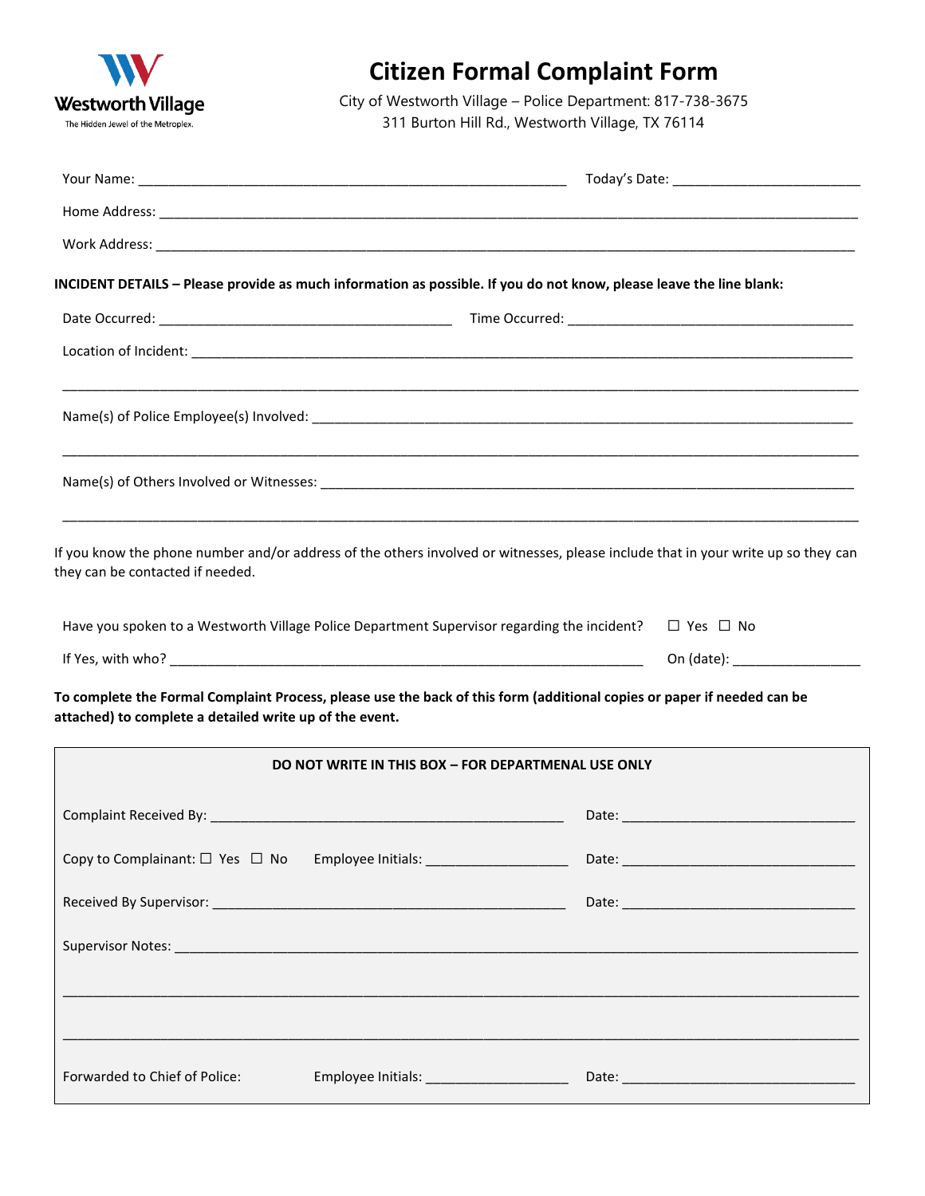Westworth Village
The Hidden Jewel of the Metroplex.

# Citizen Formal Complaint Form

City of Westworth Village – Police Department: 817-738-3675
311 Burton Hill Rd., Westworth Village, TX 76114

Your Name: ______________________________ Today's Date: ______________________

Home Address: ______________________________________________________________

Work Address: ______________________________________________________________

**INCIDENT DETAILS – Please provide as much information as possible. If you do not know, please leave the line blank:**

Date Occurred: ______________________ Time Occurred: ______________________

Location of Incident: ______________________________________________________________

______________________________________________________________

Name(s) of Police Employee(s) Involved: ______________________________________________________________

______________________________________________________________

Name(s) of Others Involved or Witnesses: ______________________________________________________________

______________________________________________________________

If you know the phone number and/or address of the others involved or witnesses, please include that in your write up so they can they can be contacted if needed.

Have you spoken to a Westworth Village Police Department Supervisor regarding the incident? ☐ Yes ☐ No

If Yes, with who? ______________________________ On (date): ______________________

**To complete the Formal Complaint Process, please use the back of this form (additional copies or paper if needed can be attached) to complete a detailed write up of the event.**

---

**DO NOT WRITE IN THIS BOX – FOR DEPARTMENAL USE ONLY**

Complaint Received By: ______________________________ Date: ______________________

Copy to Complainant: ☐ Yes ☐ No Employee Initials: ______________ Date: ______________________

Received By Supervisor: ______________________________ Date: ______________________

Supervisor Notes: ______________________________________________________________

______________________________________________________________

______________________________________________________________

Forwarded to Chief of Police: Employee Initials: ______________ Date: ______________________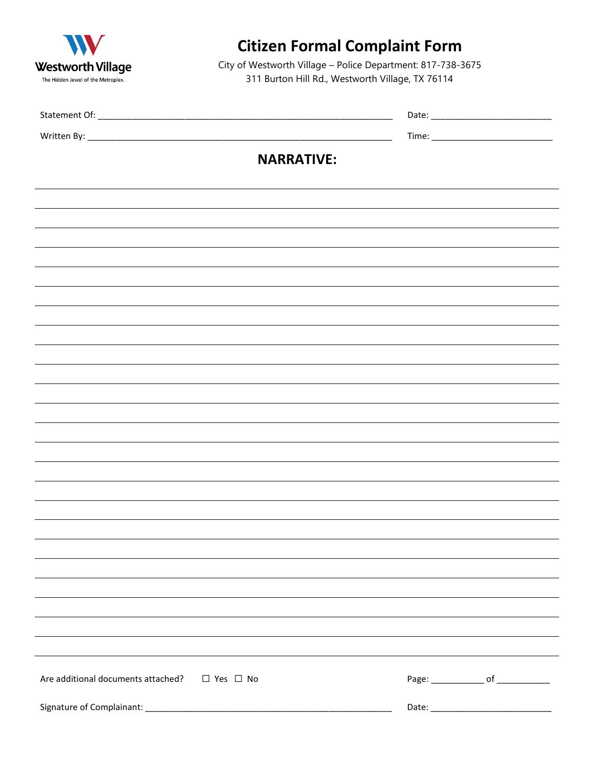Westworth Village

The Hidden Jewel of the Metroplex.

# Citizen Formal Complaint Form

City of Westworth Village – Police Department: 817-738-3675
311 Burton Hill Rd., Westworth Village, TX 76114

Statement Of: ______________________________ Date: ______________

Written By: ______________________________ Time: ______________

## NARRATIVE:

Are additional documents attached? ☐ Yes ☐ No

Page: ________ of ________

Signature of Complainant: ______________________________ Date: ______________